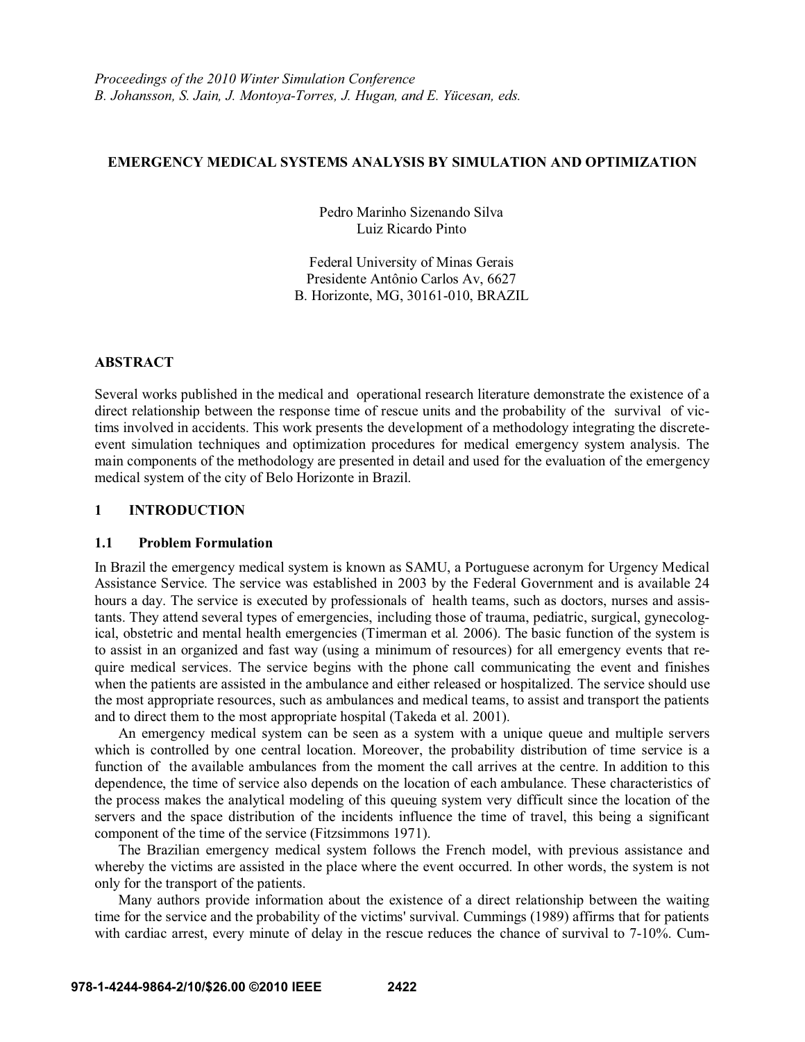*Proceedings of the 2010 Winter Simulation Conference*
*B. Johansson, S. Jain, J. Montoya-Torres, J. Hugan, and E. Yücesan, eds.*

# EMERGENCY MEDICAL SYSTEMS ANALYSIS BY SIMULATION AND OPTIMIZATION

Pedro Marinho Sizenando Silva
Luiz Ricardo Pinto

Federal University of Minas Gerais
Presidente Antônio Carlos Av, 6627
B. Horizonte, MG, 30161-010, BRAZIL

## ABSTRACT

Several works published in the medical and operational research literature demonstrate the existence of a direct relationship between the response time of rescue units and the probability of the survival of victims involved in accidents. This work presents the development of a methodology integrating the discrete-event simulation techniques and optimization procedures for medical emergency system analysis. The main components of the methodology are presented in detail and used for the evaluation of the emergency medical system of the city of Belo Horizonte in Brazil.

## 1 INTRODUCTION

### 1.1 Problem Formulation

In Brazil the emergency medical system is known as SAMU, a Portuguese acronym for Urgency Medical Assistance Service. The service was established in 2003 by the Federal Government and is available 24 hours a day. The service is executed by professionals of health teams, such as doctors, nurses and assistants. They attend several types of emergencies, including those of trauma, pediatric, surgical, gynecological, obstetric and mental health emergencies (Timerman et al. 2006). The basic function of the system is to assist in an organized and fast way (using a minimum of resources) for all emergency events that require medical services. The service begins with the phone call communicating the event and finishes when the patients are assisted in the ambulance and either released or hospitalized. The service should use the most appropriate resources, such as ambulances and medical teams, to assist and transport the patients and to direct them to the most appropriate hospital (Takeda et al. 2001).

An emergency medical system can be seen as a system with a unique queue and multiple servers which is controlled by one central location. Moreover, the probability distribution of time service is a function of the available ambulances from the moment the call arrives at the centre. In addition to this dependence, the time of service also depends on the location of each ambulance. These characteristics of the process makes the analytical modeling of this queuing system very difficult since the location of the servers and the space distribution of the incidents influence the time of travel, this being a significant component of the time of the service (Fitzsimmons 1971).

The Brazilian emergency medical system follows the French model, with previous assistance and whereby the victims are assisted in the place where the event occurred. In other words, the system is not only for the transport of the patients.

Many authors provide information about the existence of a direct relationship between the waiting time for the service and the probability of the victims' survival. Cummings (1989) affirms that for patients with cardiac arrest, every minute of delay in the rescue reduces the chance of survival to 7-10%. Cum-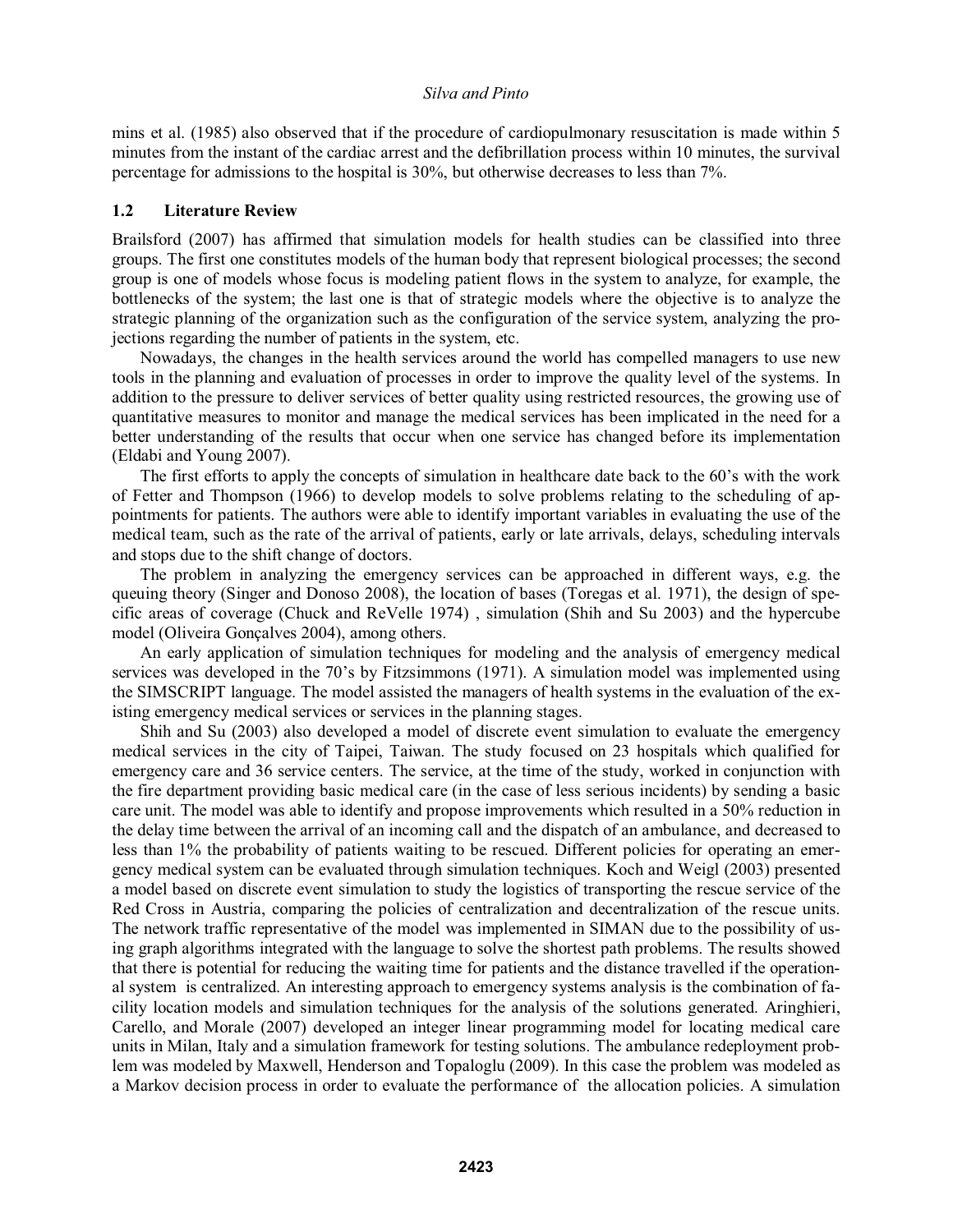mins et al. (1985) also observed that if the procedure of cardiopulmonary resuscitation is made within 5 minutes from the instant of the cardiac arrest and the defibrillation process within 10 minutes, the survival percentage for admissions to the hospital is 30%, but otherwise decreases to less than 7%.

### 1.2 Literature Review

Brailsford (2007) has affirmed that simulation models for health studies can be classified into three groups. The first one constitutes models of the human body that represent biological processes; the second group is one of models whose focus is modeling patient flows in the system to analyze, for example, the bottlenecks of the system; the last one is that of strategic models where the objective is to analyze the strategic planning of the organization such as the configuration of the service system, analyzing the projections regarding the number of patients in the system, etc.

Nowadays, the changes in the health services around the world has compelled managers to use new tools in the planning and evaluation of processes in order to improve the quality level of the systems. In addition to the pressure to deliver services of better quality using restricted resources, the growing use of quantitative measures to monitor and manage the medical services has been implicated in the need for a better understanding of the results that occur when one service has changed before its implementation (Eldabi and Young 2007).

The first efforts to apply the concepts of simulation in healthcare date back to the 60's with the work of Fetter and Thompson (1966) to develop models to solve problems relating to the scheduling of appointments for patients. The authors were able to identify important variables in evaluating the use of the medical team, such as the rate of the arrival of patients, early or late arrivals, delays, scheduling intervals and stops due to the shift change of doctors.

The problem in analyzing the emergency services can be approached in different ways, e.g. the queuing theory (Singer and Donoso 2008), the location of bases (Toregas et al. 1971), the design of specific areas of coverage (Chuck and ReVelle 1974) , simulation (Shih and Su 2003) and the hypercube model (Oliveira Gonçalves 2004), among others.

An early application of simulation techniques for modeling and the analysis of emergency medical services was developed in the 70's by Fitzsimmons (1971). A simulation model was implemented using the SIMSCRIPT language. The model assisted the managers of health systems in the evaluation of the existing emergency medical services or services in the planning stages.

Shih and Su (2003) also developed a model of discrete event simulation to evaluate the emergency medical services in the city of Taipei, Taiwan. The study focused on 23 hospitals which qualified for emergency care and 36 service centers. The service, at the time of the study, worked in conjunction with the fire department providing basic medical care (in the case of less serious incidents) by sending a basic care unit. The model was able to identify and propose improvements which resulted in a 50% reduction in the delay time between the arrival of an incoming call and the dispatch of an ambulance, and decreased to less than 1% the probability of patients waiting to be rescued. Different policies for operating an emergency medical system can be evaluated through simulation techniques. Koch and Weigl (2003) presented a model based on discrete event simulation to study the logistics of transporting the rescue service of the Red Cross in Austria, comparing the policies of centralization and decentralization of the rescue units. The network traffic representative of the model was implemented in SIMAN due to the possibility of using graph algorithms integrated with the language to solve the shortest path problems. The results showed that there is potential for reducing the waiting time for patients and the distance travelled if the operational system is centralized. An interesting approach to emergency systems analysis is the combination of facility location models and simulation techniques for the analysis of the solutions generated. Aringhieri, Carello, and Morale (2007) developed an integer linear programming model for locating medical care units in Milan, Italy and a simulation framework for testing solutions. The ambulance redeployment problem was modeled by Maxwell, Henderson and Topaloglu (2009). In this case the problem was modeled as a Markov decision process in order to evaluate the performance of the allocation policies. A simulation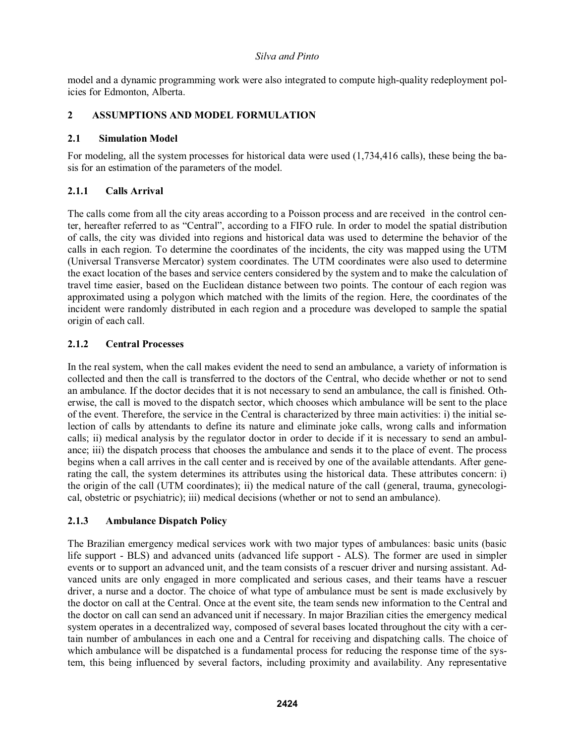model and a dynamic programming work were also integrated to compute high-quality redeployment policies for Edmonton, Alberta.

## 2 ASSUMPTIONS AND MODEL FORMULATION

### 2.1 Simulation Model

For modeling, all the system processes for historical data were used (1,734,416 calls), these being the basis for an estimation of the parameters of the model.

#### 2.1.1 Calls Arrival

The calls come from all the city areas according to a Poisson process and are received in the control center, hereafter referred to as "Central", according to a FIFO rule. In order to model the spatial distribution of calls, the city was divided into regions and historical data was used to determine the behavior of the calls in each region. To determine the coordinates of the incidents, the city was mapped using the UTM (Universal Transverse Mercator) system coordinates. The UTM coordinates were also used to determine the exact location of the bases and service centers considered by the system and to make the calculation of travel time easier, based on the Euclidean distance between two points. The contour of each region was approximated using a polygon which matched with the limits of the region. Here, the coordinates of the incident were randomly distributed in each region and a procedure was developed to sample the spatial origin of each call.

#### 2.1.2 Central Processes

In the real system, when the call makes evident the need to send an ambulance, a variety of information is collected and then the call is transferred to the doctors of the Central, who decide whether or not to send an ambulance. If the doctor decides that it is not necessary to send an ambulance, the call is finished. Otherwise, the call is moved to the dispatch sector, which chooses which ambulance will be sent to the place of the event. Therefore, the service in the Central is characterized by three main activities: i) the initial selection of calls by attendants to define its nature and eliminate joke calls, wrong calls and information calls; ii) medical analysis by the regulator doctor in order to decide if it is necessary to send an ambulance; iii) the dispatch process that chooses the ambulance and sends it to the place of event. The process begins when a call arrives in the call center and is received by one of the available attendants. After generating the call, the system determines its attributes using the historical data. These attributes concern: i) the origin of the call (UTM coordinates); ii) the medical nature of the call (general, trauma, gynecological, obstetric or psychiatric); iii) medical decisions (whether or not to send an ambulance).

#### 2.1.3 Ambulance Dispatch Policy

The Brazilian emergency medical services work with two major types of ambulances: basic units (basic life support - BLS) and advanced units (advanced life support - ALS). The former are used in simpler events or to support an advanced unit, and the team consists of a rescuer driver and nursing assistant. Advanced units are only engaged in more complicated and serious cases, and their teams have a rescuer driver, a nurse and a doctor. The choice of what type of ambulance must be sent is made exclusively by the doctor on call at the Central. Once at the event site, the team sends new information to the Central and the doctor on call can send an advanced unit if necessary. In major Brazilian cities the emergency medical system operates in a decentralized way, composed of several bases located throughout the city with a certain number of ambulances in each one and a Central for receiving and dispatching calls. The choice of which ambulance will be dispatched is a fundamental process for reducing the response time of the system, this being influenced by several factors, including proximity and availability. Any representative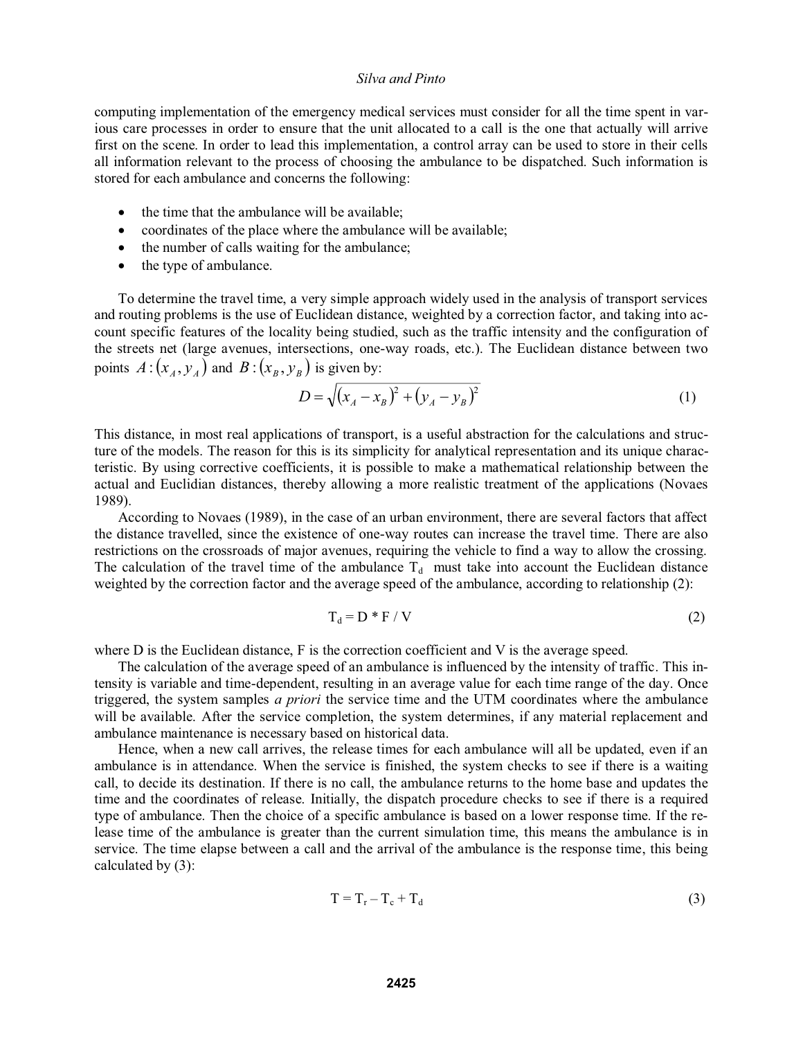computing implementation of the emergency medical services must consider for all the time spent in various care processes in order to ensure that the unit allocated to a call is the one that actually will arrive first on the scene. In order to lead this implementation, a control array can be used to store in their cells all information relevant to the process of choosing the ambulance to be dispatched. Such information is stored for each ambulance and concerns the following:

- the time that the ambulance will be available;
- coordinates of the place where the ambulance will be available;
- the number of calls waiting for the ambulance;
- the type of ambulance.

To determine the travel time, a very simple approach widely used in the analysis of transport services and routing problems is the use of Euclidean distance, weighted by a correction factor, and taking into account specific features of the locality being studied, such as the traffic intensity and the configuration of the streets net (large avenues, intersections, one-way roads, etc.). The Euclidean distance between two points $A:(x_A, y_A)$ and $B:(x_B, y_B)$ is given by:

$$D = \sqrt{(x_A - x_B)^2 + (y_A - y_B)^2} \tag{1}$$

This distance, in most real applications of transport, is a useful abstraction for the calculations and structure of the models. The reason for this is its simplicity for analytical representation and its unique characteristic. By using corrective coefficients, it is possible to make a mathematical relationship between the actual and Euclidian distances, thereby allowing a more realistic treatment of the applications (Novaes 1989).

According to Novaes (1989), in the case of an urban environment, there are several factors that affect the distance travelled, since the existence of one-way routes can increase the travel time. There are also restrictions on the crossroads of major avenues, requiring the vehicle to find a way to allow the crossing. The calculation of the travel time of the ambulance $T_d$ must take into account the Euclidean distance weighted by the correction factor and the average speed of the ambulance, according to relationship (2):

$$T_d = D * F / V \tag{2}$$

where D is the Euclidean distance, F is the correction coefficient and V is the average speed.

The calculation of the average speed of an ambulance is influenced by the intensity of traffic. This intensity is variable and time-dependent, resulting in an average value for each time range of the day. Once triggered, the system samples *a priori* the service time and the UTM coordinates where the ambulance will be available. After the service completion, the system determines, if any material replacement and ambulance maintenance is necessary based on historical data.

Hence, when a new call arrives, the release times for each ambulance will all be updated, even if an ambulance is in attendance. When the service is finished, the system checks to see if there is a waiting call, to decide its destination. If there is no call, the ambulance returns to the home base and updates the time and the coordinates of release. Initially, the dispatch procedure checks to see if there is a required type of ambulance. Then the choice of a specific ambulance is based on a lower response time. If the release time of the ambulance is greater than the current simulation time, this means the ambulance is in service. The time elapse between a call and the arrival of the ambulance is the response time, this being calculated by (3):

$$T = T_r - T_c + T_d \tag{3}$$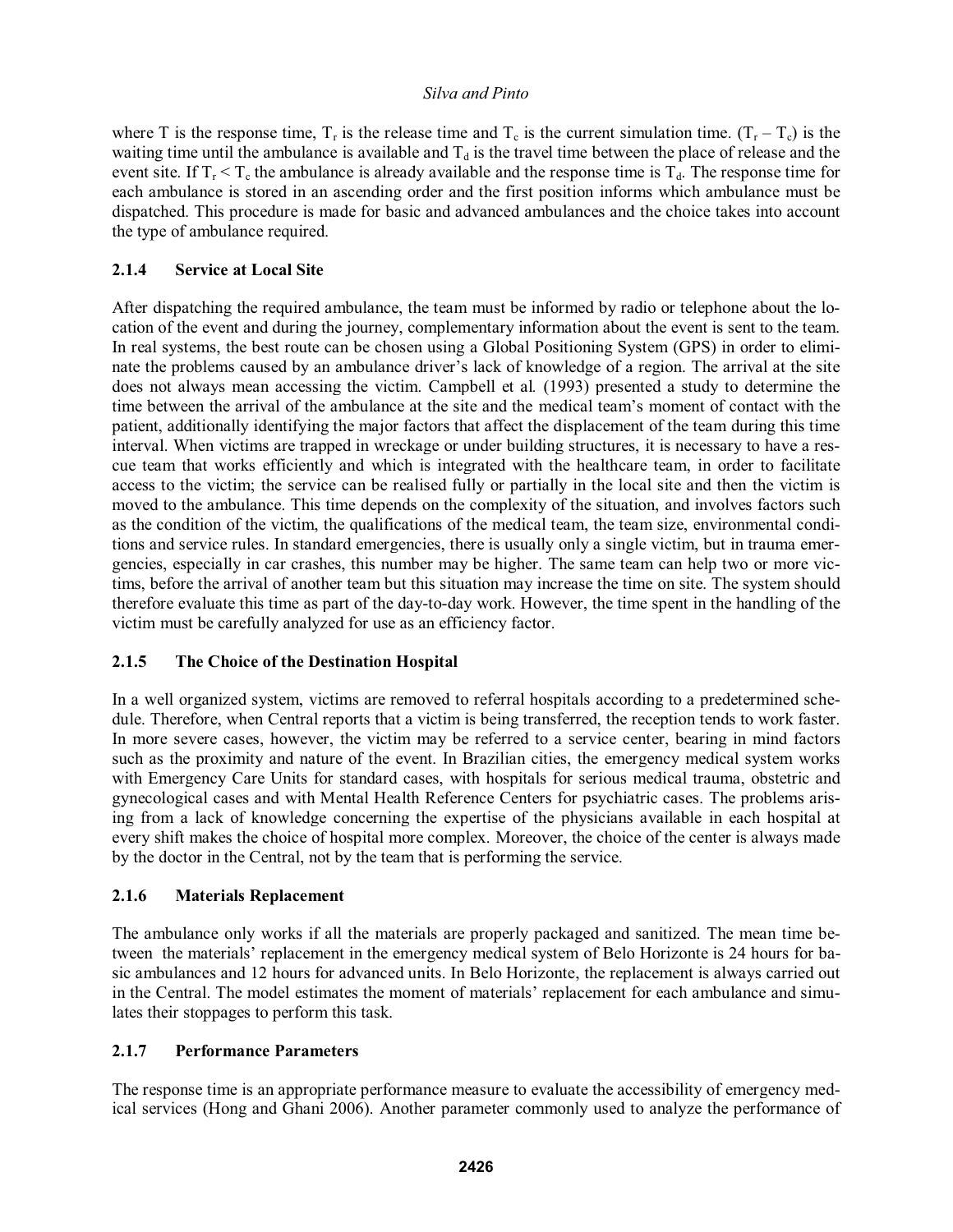where T is the response time, $T_r$ is the release time and $T_c$ is the current simulation time. $(T_r – T_c)$ is the waiting time until the ambulance is available and $T_d$ is the travel time between the place of release and the event site. If $T_r < T_c$ the ambulance is already available and the response time is $T_d$. The response time for each ambulance is stored in an ascending order and the first position informs which ambulance must be dispatched. This procedure is made for basic and advanced ambulances and the choice takes into account the type of ambulance required.

#### 2.1.4 Service at Local Site

After dispatching the required ambulance, the team must be informed by radio or telephone about the location of the event and during the journey, complementary information about the event is sent to the team. In real systems, the best route can be chosen using a Global Positioning System (GPS) in order to eliminate the problems caused by an ambulance driver's lack of knowledge of a region. The arrival at the site does not always mean accessing the victim. Campbell et al. (1993) presented a study to determine the time between the arrival of the ambulance at the site and the medical team's moment of contact with the patient, additionally identifying the major factors that affect the displacement of the team during this time interval. When victims are trapped in wreckage or under building structures, it is necessary to have a rescue team that works efficiently and which is integrated with the healthcare team, in order to facilitate access to the victim; the service can be realised fully or partially in the local site and then the victim is moved to the ambulance. This time depends on the complexity of the situation, and involves factors such as the condition of the victim, the qualifications of the medical team, the team size, environmental conditions and service rules. In standard emergencies, there is usually only a single victim, but in trauma emergencies, especially in car crashes, this number may be higher. The same team can help two or more victims, before the arrival of another team but this situation may increase the time on site. The system should therefore evaluate this time as part of the day-to-day work. However, the time spent in the handling of the victim must be carefully analyzed for use as an efficiency factor.

#### 2.1.5 The Choice of the Destination Hospital

In a well organized system, victims are removed to referral hospitals according to a predetermined schedule. Therefore, when Central reports that a victim is being transferred, the reception tends to work faster. In more severe cases, however, the victim may be referred to a service center, bearing in mind factors such as the proximity and nature of the event. In Brazilian cities, the emergency medical system works with Emergency Care Units for standard cases, with hospitals for serious medical trauma, obstetric and gynecological cases and with Mental Health Reference Centers for psychiatric cases. The problems arising from a lack of knowledge concerning the expertise of the physicians available in each hospital at every shift makes the choice of hospital more complex. Moreover, the choice of the center is always made by the doctor in the Central, not by the team that is performing the service.

#### 2.1.6 Materials Replacement

The ambulance only works if all the materials are properly packaged and sanitized. The mean time between the materials' replacement in the emergency medical system of Belo Horizonte is 24 hours for basic ambulances and 12 hours for advanced units. In Belo Horizonte, the replacement is always carried out in the Central. The model estimates the moment of materials' replacement for each ambulance and simulates their stoppages to perform this task.

#### 2.1.7 Performance Parameters

The response time is an appropriate performance measure to evaluate the accessibility of emergency medical services (Hong and Ghani 2006). Another parameter commonly used to analyze the performance of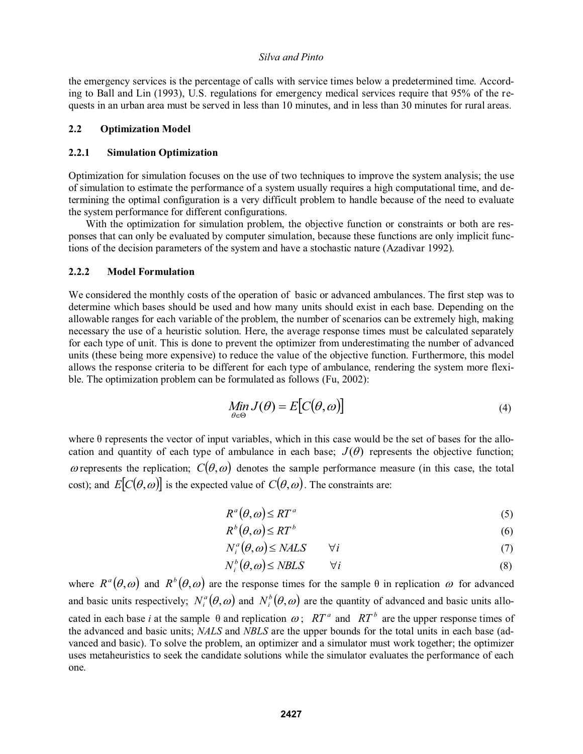the emergency services is the percentage of calls with service times below a predetermined time. According to Ball and Lin (1993), U.S. regulations for emergency medical services require that 95% of the requests in an urban area must be served in less than 10 minutes, and in less than 30 minutes for rural areas.

## 2.2 Optimization Model

### 2.2.1 Simulation Optimization

Optimization for simulation focuses on the use of two techniques to improve the system analysis; the use of simulation to estimate the performance of a system usually requires a high computational time, and determining the optimal configuration is a very difficult problem to handle because of the need to evaluate the system performance for different configurations.

With the optimization for simulation problem, the objective function or constraints or both are responses that can only be evaluated by computer simulation, because these functions are only implicit functions of the decision parameters of the system and have a stochastic nature (Azadivar 1992).

### 2.2.2 Model Formulation

We considered the monthly costs of the operation of basic or advanced ambulances. The first step was to determine which bases should be used and how many units should exist in each base. Depending on the allowable ranges for each variable of the problem, the number of scenarios can be extremely high, making necessary the use of a heuristic solution. Here, the average response times must be calculated separately for each type of unit. This is done to prevent the optimizer from underestimating the number of advanced units (these being more expensive) to reduce the value of the objective function. Furthermore, this model allows the response criteria to be different for each type of ambulance, rendering the system more flexible. The optimization problem can be formulated as follows (Fu, 2002):

$$\underset{\theta \in \Theta}{Min}\, J(\theta) = E[C(\theta, \omega)] \tag{4}$$

where θ represents the vector of input variables, which in this case would be the set of bases for the allocation and quantity of each type of ambulance in each base; $J(\theta)$ represents the objective function; $\omega$ represents the replication; $C(\theta, \omega)$ denotes the sample performance measure (in this case, the total cost); and $E[C(\theta, \omega)]$ is the expected value of $C(\theta, \omega)$. The constraints are:

$$R^a(\theta, \omega) \leq RT^a \tag{5}$$

$$R^b(\theta, \omega) \leq RT^b \tag{6}$$

$$N_i^a(\theta, \omega) \leq NALS \qquad \forall i \tag{7}$$

$$N_i^b(\theta, \omega) \leq NBLS \qquad \forall i \tag{8}$$

where $R^a(\theta, \omega)$ and $R^b(\theta, \omega)$ are the response times for the sample θ in replication $\omega$ for advanced and basic units respectively; $N_i^a(\theta, \omega)$ and $N_i^b(\theta, \omega)$ are the quantity of advanced and basic units allocated in each base *i* at the sample θ and replication $\omega$; $RT^a$ and $RT^b$ are the upper response times of the advanced and basic units; *NALS* and *NBLS* are the upper bounds for the total units in each base (advanced and basic). To solve the problem, an optimizer and a simulator must work together; the optimizer uses metaheuristics to seek the candidate solutions while the simulator evaluates the performance of each one.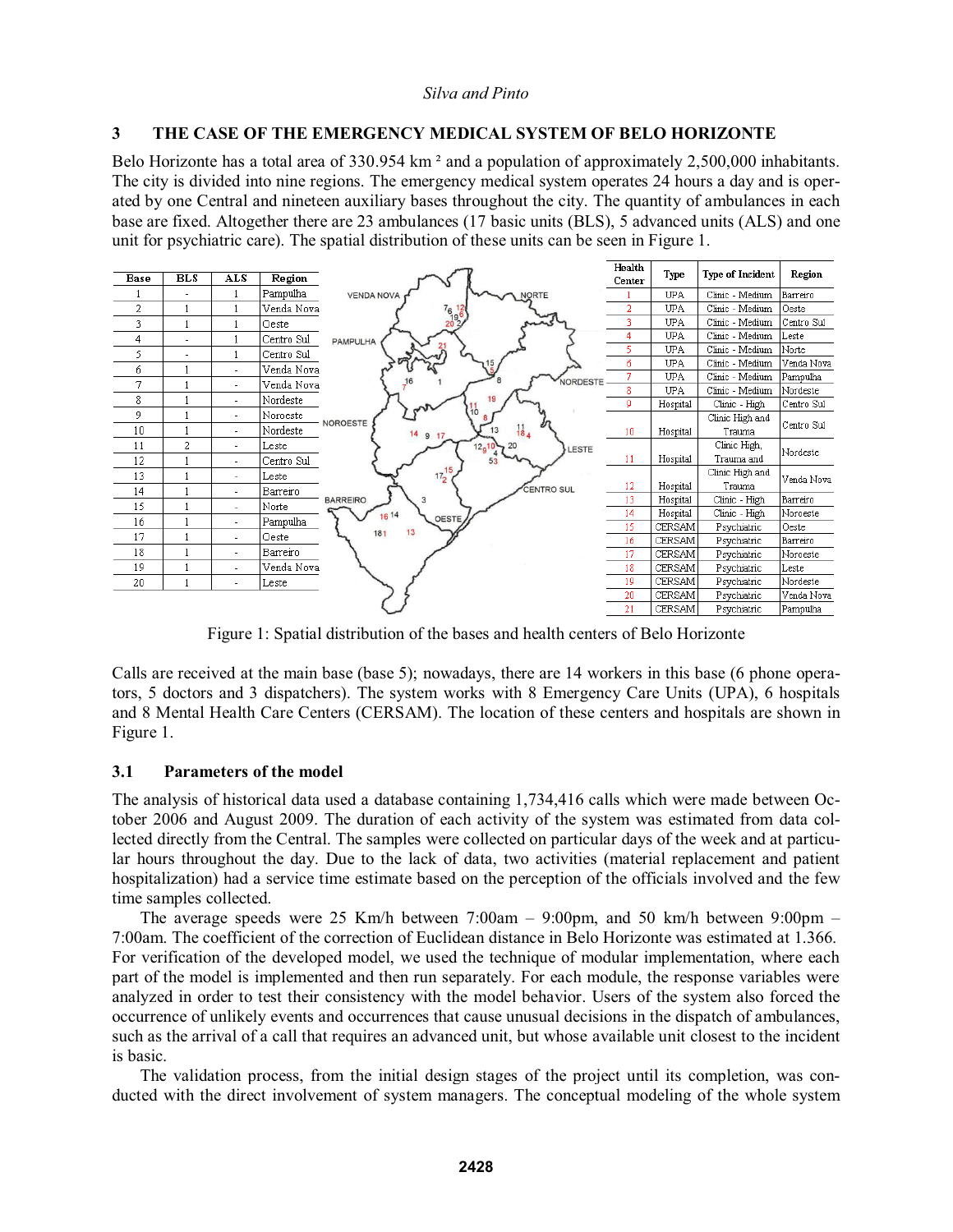## 3 THE CASE OF THE EMERGENCY MEDICAL SYSTEM OF BELO HORIZONTE

Belo Horizonte has a total area of 330.954 km ² and a population of approximately 2,500,000 inhabitants. The city is divided into nine regions. The emergency medical system operates 24 hours a day and is operated by one Central and nineteen auxiliary bases throughout the city. The quantity of ambulances in each base are fixed. Altogether there are 23 ambulances (17 basic units (BLS), 5 advanced units (ALS) and one unit for psychiatric care). The spatial distribution of these units can be seen in Figure 1.

| Base | BLS | ALS | Region |
|---|---|---|---|
| 1 | - | 1 | Pampulha |
| 2 | 1 | 1 | Venda Nova |
| 3 | 1 | 1 | Oeste |
| 4 | - | 1 | Centro Sul |
| 5 | - | 1 | Centro Sul |
| 6 | 1 | - | Venda Nova |
| 7 | 1 | - | Venda Nova |
| 8 | 1 | - | Nordeste |
| 9 | 1 | - | Noroeste |
| 10 | 1 | - | Nordeste |
| 11 | 2 | - | Leste |
| 12 | 1 | - | Centro Sul |
| 13 | 1 | - | Leste |
| 14 | 1 | - | Barreiro |
| 15 | 1 | - | Norte |
| 16 | 1 | - | Pampulha |
| 17 | 1 | - | Oeste |
| 18 | 1 | - | Barreiro |
| 19 | 1 | - | Venda Nova |
| 20 | 1 | - | Leste |

| Health Center | Type | Type of Incident | Region |
|---|---|---|---|
| 1 | UPA | Clinic - Medium | Barreiro |
| 2 | UPA | Clinic - Medium | Oeste |
| 3 | UPA | Clinic - Medium | Centro Sul |
| 4 | UPA | Clinic - Medium | Leste |
| 5 | UPA | Clinic - Medium | Norte |
| 6 | UPA | Clinic - Medium | Venda Nova |
| 7 | UPA | Clinic - Medium | Pampulha |
| 8 | UPA | Clinic - Medium | Nordeste |
| 9 | Hospital | Clinic - High | Centro Sul |
| 10 | Hospital | Clinic High and Trauma | Centro Sul |
| 11 | Hospital | Clinic High, Trauma and | Nordeste |
| 12 | Hospital | Clinic High and Trauma | Venda Nova |
| 13 | Hospital | Clinic - High | Barreiro |
| 14 | Hospital | Clinic - High | Noroeste |
| 15 | CERSAM | Psychiatric | Oeste |
| 16 | CERSAM | Psychiatric | Barreiro |
| 17 | CERSAM | Psychiatric | Noroeste |
| 18 | CERSAM | Psychiatric | Leste |
| 19 | CERSAM | Psychiatric | Nordeste |
| 20 | CERSAM | Psychiatric | Venda Nova |
| 21 | CERSAM | Psychiatric | Pampulha |

Figure 1: Spatial distribution of the bases and health centers of Belo Horizonte

Calls are received at the main base (base 5); nowadays, there are 14 workers in this base (6 phone operators, 5 doctors and 3 dispatchers). The system works with 8 Emergency Care Units (UPA), 6 hospitals and 8 Mental Health Care Centers (CERSAM). The location of these centers and hospitals are shown in Figure 1.

### 3.1 Parameters of the model

The analysis of historical data used a database containing 1,734,416 calls which were made between October 2006 and August 2009. The duration of each activity of the system was estimated from data collected directly from the Central. The samples were collected on particular days of the week and at particular hours throughout the day. Due to the lack of data, two activities (material replacement and patient hospitalization) had a service time estimate based on the perception of the officials involved and the few time samples collected.

The average speeds were 25 Km/h between 7:00am – 9:00pm, and 50 km/h between 9:00pm – 7:00am. The coefficient of the correction of Euclidean distance in Belo Horizonte was estimated at 1.366. For verification of the developed model, we used the technique of modular implementation, where each part of the model is implemented and then run separately. For each module, the response variables were analyzed in order to test their consistency with the model behavior. Users of the system also forced the occurrence of unlikely events and occurrences that cause unusual decisions in the dispatch of ambulances, such as the arrival of a call that requires an advanced unit, but whose available unit closest to the incident is basic.

The validation process, from the initial design stages of the project until its completion, was conducted with the direct involvement of system managers. The conceptual modeling of the whole system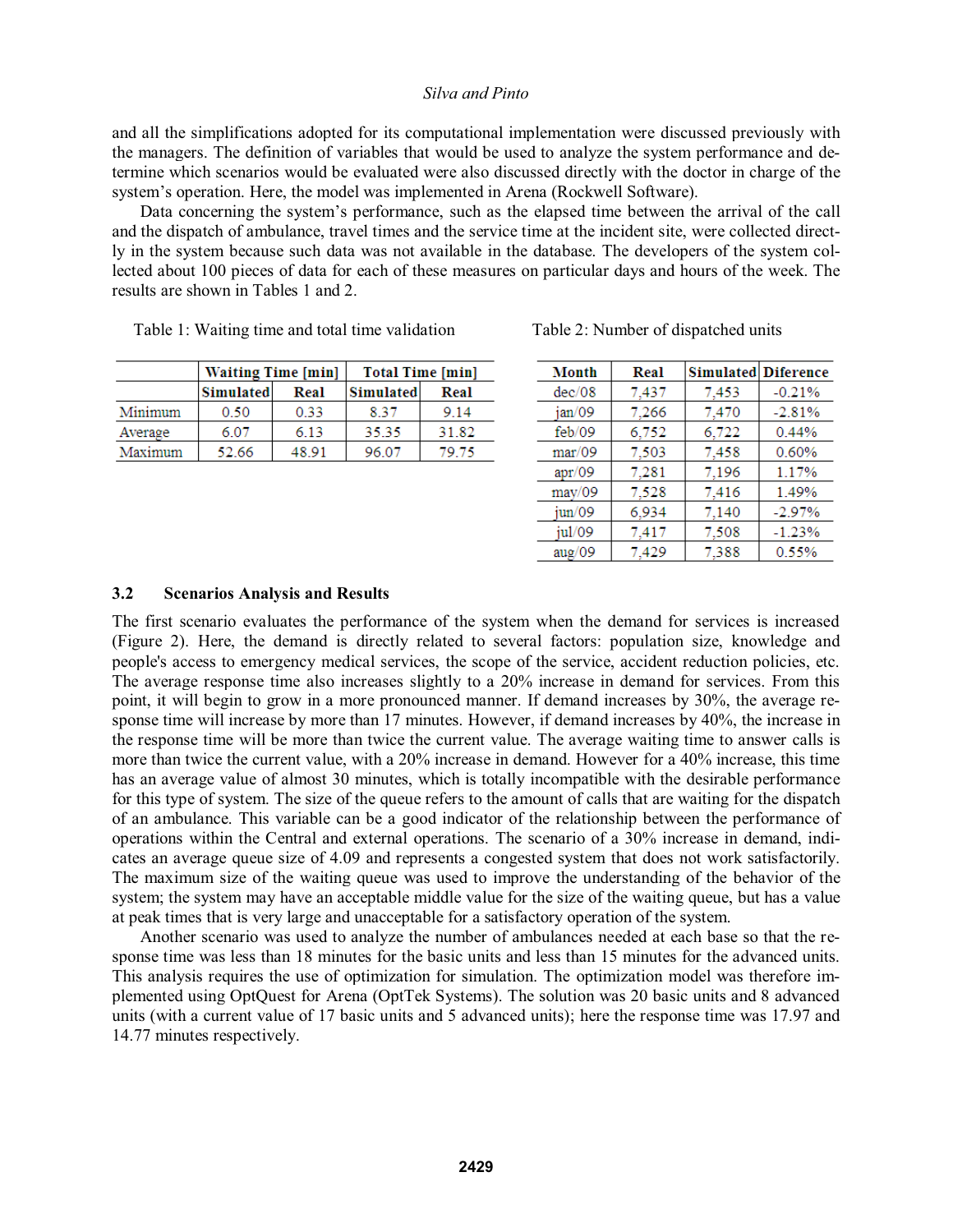and all the simplifications adopted for its computational implementation were discussed previously with the managers. The definition of variables that would be used to analyze the system performance and determine which scenarios would be evaluated were also discussed directly with the doctor in charge of the system's operation. Here, the model was implemented in Arena (Rockwell Software).

Data concerning the system's performance, such as the elapsed time between the arrival of the call and the dispatch of ambulance, travel times and the service time at the incident site, were collected directly in the system because such data was not available in the database. The developers of the system collected about 100 pieces of data for each of these measures on particular days and hours of the week. The results are shown in Tables 1 and 2.

Table 1: Waiting time and total time validation

| | Waiting Time [min] | | Total Time [min] | |
|---|---|---|---|---|
| | Simulated | Real | Simulated | Real |
| Minimum | 0.50 | 0.33 | 8.37 | 9.14 |
| Average | 6.07 | 6.13 | 35.35 | 31.82 |
| Maximum | 52.66 | 48.91 | 96.07 | 79.75 |

Table 2: Number of dispatched units

| Month | Real | Simulated | Diference |
|---|---|---|---|
| dec/08 | 7,437 | 7,453 | -0.21% |
| jan/09 | 7,266 | 7,470 | -2.81% |
| feb/09 | 6,752 | 6,722 | 0.44% |
| mar/09 | 7,503 | 7,458 | 0.60% |
| apr/09 | 7,281 | 7,196 | 1.17% |
| may/09 | 7,528 | 7,416 | 1.49% |
| jun/09 | 6,934 | 7,140 | -2.97% |
| jul/09 | 7,417 | 7,508 | -1.23% |
| aug/09 | 7,429 | 7,388 | 0.55% |

### 3.2 Scenarios Analysis and Results

The first scenario evaluates the performance of the system when the demand for services is increased (Figure 2). Here, the demand is directly related to several factors: population size, knowledge and people's access to emergency medical services, the scope of the service, accident reduction policies, etc. The average response time also increases slightly to a 20% increase in demand for services. From this point, it will begin to grow in a more pronounced manner. If demand increases by 30%, the average response time will increase by more than 17 minutes. However, if demand increases by 40%, the increase in the response time will be more than twice the current value. The average waiting time to answer calls is more than twice the current value, with a 20% increase in demand. However for a 40% increase, this time has an average value of almost 30 minutes, which is totally incompatible with the desirable performance for this type of system. The size of the queue refers to the amount of calls that are waiting for the dispatch of an ambulance. This variable can be a good indicator of the relationship between the performance of operations within the Central and external operations. The scenario of a 30% increase in demand, indicates an average queue size of 4.09 and represents a congested system that does not work satisfactorily. The maximum size of the waiting queue was used to improve the understanding of the behavior of the system; the system may have an acceptable middle value for the size of the waiting queue, but has a value at peak times that is very large and unacceptable for a satisfactory operation of the system.

Another scenario was used to analyze the number of ambulances needed at each base so that the response time was less than 18 minutes for the basic units and less than 15 minutes for the advanced units. This analysis requires the use of optimization for simulation. The optimization model was therefore implemented using OptQuest for Arena (OptTek Systems). The solution was 20 basic units and 8 advanced units (with a current value of 17 basic units and 5 advanced units); here the response time was 17.97 and 14.77 minutes respectively.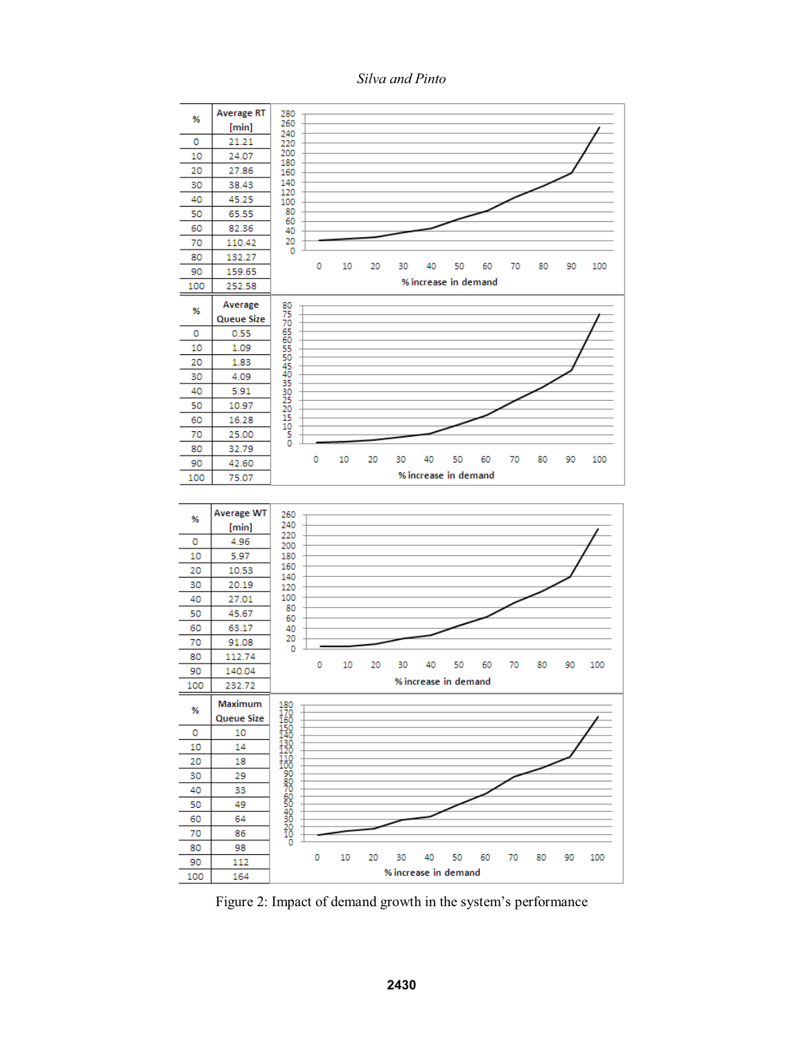| % | Average RT [min] |
|---|---|
| 0 | 21.21 |
| 10 | 24.07 |
| 20 | 27.86 |
| 30 | 38.43 |
| 40 | 45.25 |
| 50 | 65.55 |
| 60 | 82.36 |
| 70 | 110.42 |
| 80 | 132.27 |
| 90 | 159.65 |
| 100 | 252.58 |

| % | Average Queue Size |
|---|---|
| 0 | 0.55 |
| 10 | 1.09 |
| 20 | 1.83 |
| 30 | 4.09 |
| 40 | 5.91 |
| 50 | 10.97 |
| 60 | 16.28 |
| 70 | 25.00 |
| 80 | 32.79 |
| 90 | 42.60 |
| 100 | 75.07 |

| % | Average WT [min] |
|---|---|
| 0 | 4.96 |
| 10 | 5.97 |
| 20 | 10.53 |
| 30 | 20.19 |
| 40 | 27.01 |
| 50 | 45.67 |
| 60 | 63.17 |
| 70 | 91.08 |
| 80 | 112.74 |
| 90 | 140.04 |
| 100 | 232.72 |

| % | Maximum Queue Size |
|---|---|
| 0 | 10 |
| 10 | 14 |
| 20 | 18 |
| 30 | 29 |
| 40 | 33 |
| 50 | 49 |
| 60 | 64 |
| 70 | 86 |
| 80 | 98 |
| 90 | 112 |
| 100 | 164 |

Figure 2: Impact of demand growth in the system's performance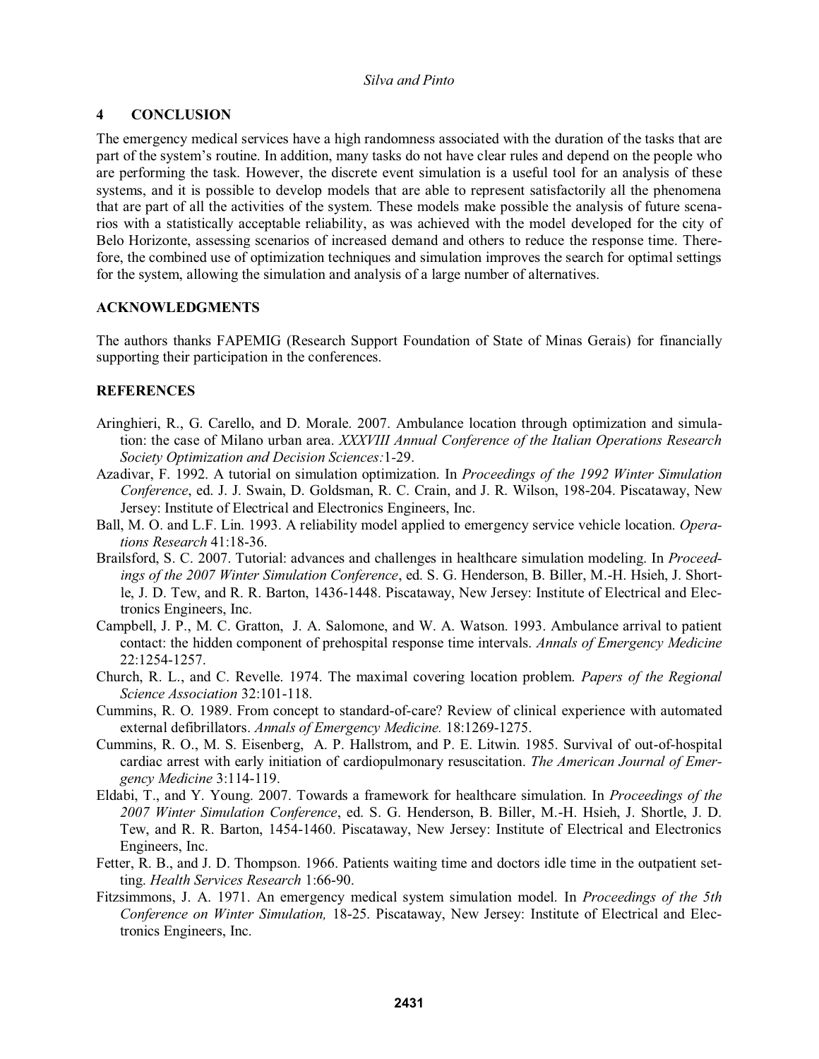## 4 CONCLUSION

The emergency medical services have a high randomness associated with the duration of the tasks that are part of the system's routine. In addition, many tasks do not have clear rules and depend on the people who are performing the task. However, the discrete event simulation is a useful tool for an analysis of these systems, and it is possible to develop models that are able to represent satisfactorily all the phenomena that are part of all the activities of the system. These models make possible the analysis of future scenarios with a statistically acceptable reliability, as was achieved with the model developed for the city of Belo Horizonte, assessing scenarios of increased demand and others to reduce the response time. Therefore, the combined use of optimization techniques and simulation improves the search for optimal settings for the system, allowing the simulation and analysis of a large number of alternatives.

## ACKNOWLEDGMENTS

The authors thanks FAPEMIG (Research Support Foundation of State of Minas Gerais) for financially supporting their participation in the conferences.

## REFERENCES

Aringhieri, R., G. Carello, and D. Morale. 2007. Ambulance location through optimization and simulation: the case of Milano urban area. *XXXVIII Annual Conference of the Italian Operations Research Society Optimization and Decision Sciences:*1-29.

Azadivar, F. 1992. A tutorial on simulation optimization. In *Proceedings of the 1992 Winter Simulation Conference*, ed. J. J. Swain, D. Goldsman, R. C. Crain, and J. R. Wilson, 198-204. Piscataway, New Jersey: Institute of Electrical and Electronics Engineers, Inc.

Ball, M. O. and L.F. Lin. 1993. A reliability model applied to emergency service vehicle location. *Operations Research* 41:18-36.

Brailsford, S. C. 2007. Tutorial: advances and challenges in healthcare simulation modeling. In *Proceedings of the 2007 Winter Simulation Conference*, ed. S. G. Henderson, B. Biller, M.-H. Hsieh, J. Shortle, J. D. Tew, and R. R. Barton, 1436-1448. Piscataway, New Jersey: Institute of Electrical and Electronics Engineers, Inc.

Campbell, J. P., M. C. Gratton, J. A. Salomone, and W. A. Watson. 1993. Ambulance arrival to patient contact: the hidden component of prehospital response time intervals. *Annals of Emergency Medicine* 22:1254-1257.

Church, R. L., and C. Revelle. 1974. The maximal covering location problem. *Papers of the Regional Science Association* 32:101-118.

Cummins, R. O. 1989. From concept to standard-of-care? Review of clinical experience with automated external defibrillators. *Annals of Emergency Medicine.* 18:1269-1275.

Cummins, R. O., M. S. Eisenberg, A. P. Hallstrom, and P. E. Litwin. 1985. Survival of out-of-hospital cardiac arrest with early initiation of cardiopulmonary resuscitation. *The American Journal of Emergency Medicine* 3:114-119.

Eldabi, T., and Y. Young. 2007. Towards a framework for healthcare simulation. In *Proceedings of the 2007 Winter Simulation Conference*, ed. S. G. Henderson, B. Biller, M.-H. Hsieh, J. Shortle, J. D. Tew, and R. R. Barton, 1454-1460. Piscataway, New Jersey: Institute of Electrical and Electronics Engineers, Inc.

Fetter, R. B., and J. D. Thompson. 1966. Patients waiting time and doctors idle time in the outpatient setting. *Health Services Research* 1:66-90.

Fitzsimmons, J. A. 1971. An emergency medical system simulation model. In *Proceedings of the 5th Conference on Winter Simulation,* 18-25. Piscataway, New Jersey: Institute of Electrical and Electronics Engineers, Inc.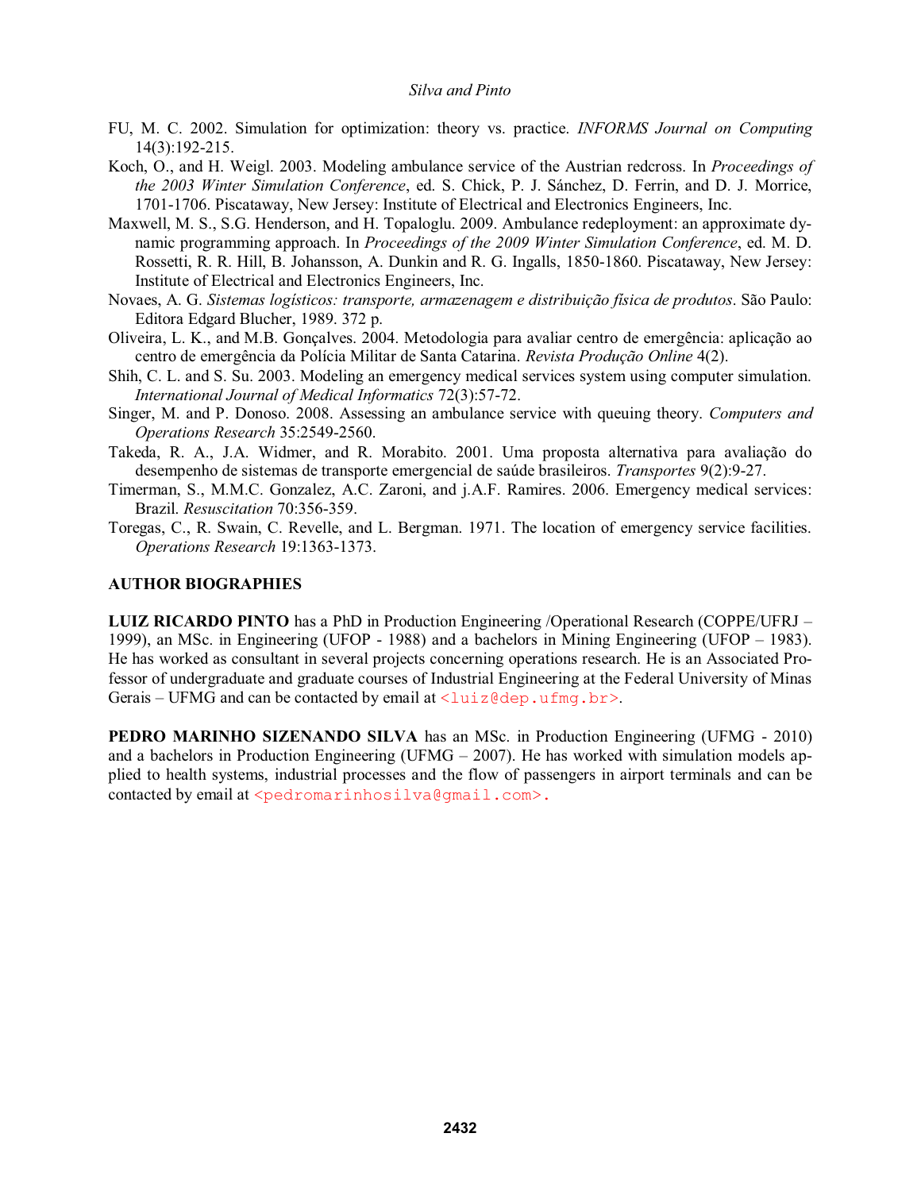FU, M. C. 2002. Simulation for optimization: theory vs. practice. *INFORMS Journal on Computing* 14(3):192-215.

Koch, O., and H. Weigl. 2003. Modeling ambulance service of the Austrian redcross. In *Proceedings of the 2003 Winter Simulation Conference*, ed. S. Chick, P. J. Sánchez, D. Ferrin, and D. J. Morrice, 1701-1706. Piscataway, New Jersey: Institute of Electrical and Electronics Engineers, Inc.

Maxwell, M. S., S.G. Henderson, and H. Topaloglu. 2009. Ambulance redeployment: an approximate dynamic programming approach. In *Proceedings of the 2009 Winter Simulation Conference*, ed. M. D. Rossetti, R. R. Hill, B. Johansson, A. Dunkin and R. G. Ingalls, 1850-1860. Piscataway, New Jersey: Institute of Electrical and Electronics Engineers, Inc.

Novaes, A. G. *Sistemas logísticos: transporte, armazenagem e distribuição física de produtos*. São Paulo: Editora Edgard Blucher, 1989. 372 p.

Oliveira, L. K., and M.B. Gonçalves. 2004. Metodologia para avaliar centro de emergência: aplicação ao centro de emergência da Polícia Militar de Santa Catarina. *Revista Produção Online* 4(2).

Shih, C. L. and S. Su. 2003. Modeling an emergency medical services system using computer simulation. *International Journal of Medical Informatics* 72(3):57-72.

Singer, M. and P. Donoso. 2008. Assessing an ambulance service with queuing theory. *Computers and Operations Research* 35:2549-2560.

Takeda, R. A., J.A. Widmer, and R. Morabito. 2001. Uma proposta alternativa para avaliação do desempenho de sistemas de transporte emergencial de saúde brasileiros. *Transportes* 9(2):9-27.

Timerman, S., M.M.C. Gonzalez, A.C. Zaroni, and j.A.F. Ramires. 2006. Emergency medical services: Brazil. *Resuscitation* 70:356-359.

Toregas, C., R. Swain, C. Revelle, and L. Bergman. 1971. The location of emergency service facilities. *Operations Research* 19:1363-1373.

## AUTHOR BIOGRAPHIES

**LUIZ RICARDO PINTO** has a PhD in Production Engineering /Operational Research (COPPE/UFRJ – 1999), an MSc. in Engineering (UFOP - 1988) and a bachelors in Mining Engineering (UFOP – 1983). He has worked as consultant in several projects concerning operations research. He is an Associated Professor of undergraduate and graduate courses of Industrial Engineering at the Federal University of Minas Gerais – UFMG and can be contacted by email at <luiz@dep.ufmg.br>.

**PEDRO MARINHO SIZENANDO SILVA** has an MSc. in Production Engineering (UFMG - 2010) and a bachelors in Production Engineering (UFMG – 2007). He has worked with simulation models applied to health systems, industrial processes and the flow of passengers in airport terminals and can be contacted by email at <pedromarinhosilva@gmail.com>.